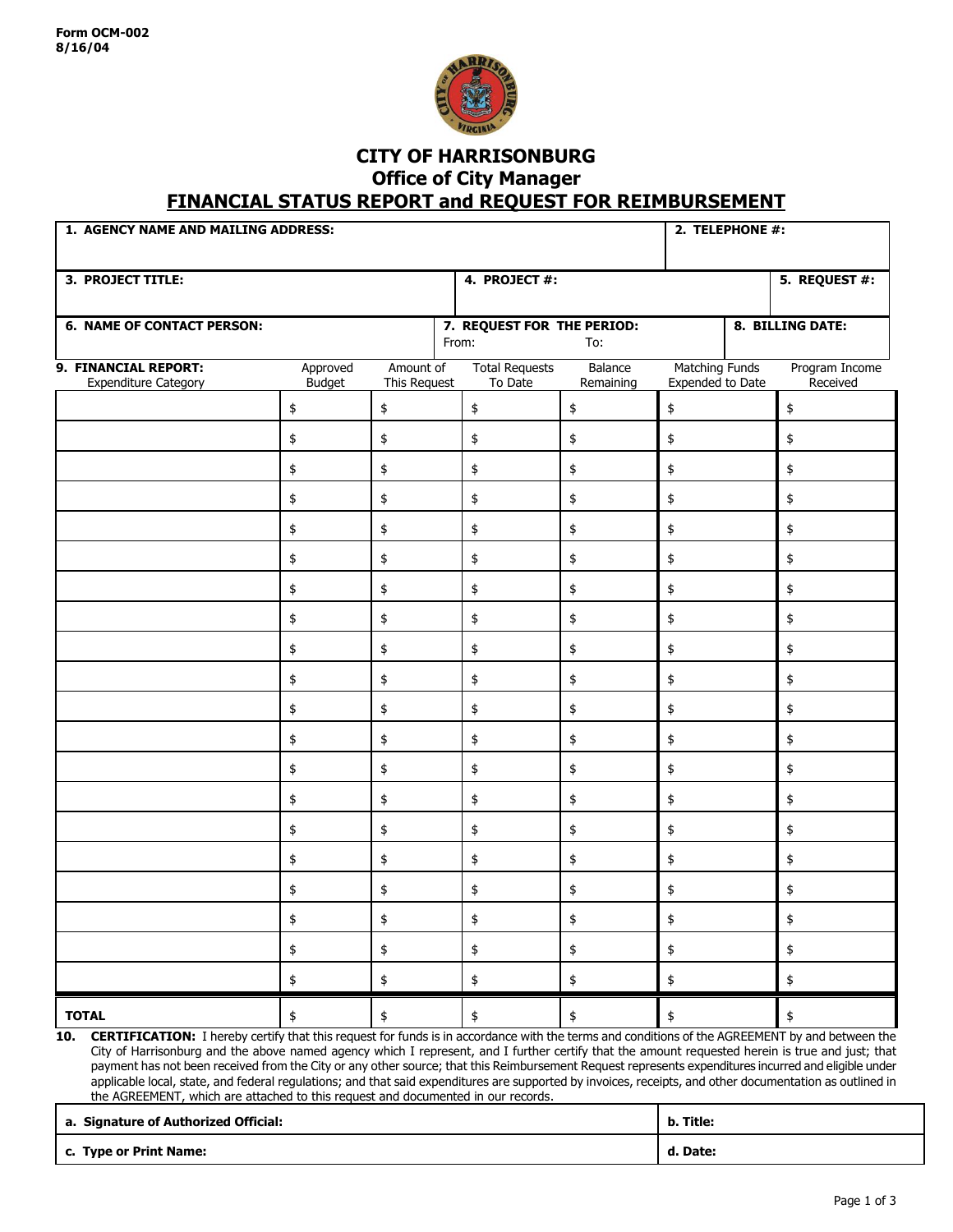Form OCM-002
8/16/04

# CITY OF HARRISONBURG
## Office of City Manager
## FINANCIAL STATUS REPORT and REQUEST FOR REIMBURSEMENT

| **1. AGENCY NAME AND MAILING ADDRESS:** | **2. TELEPHONE #:** |
|---|---|
| | |

| **3. PROJECT TITLE:** | **4. PROJECT #:** | **5. REQUEST #:** |
|---|---|---|
| | | |

| **6. NAME OF CONTACT PERSON:** | **7. REQUEST FOR THE PERIOD:** From: To: | **8. BILLING DATE:** |
|---|---|---|
| | | |

| **9. FINANCIAL REPORT:** Expenditure Category | Approved Budget | Amount of This Request | Total Requests To Date | Balance Remaining | Matching Funds Expended to Date | Program Income Received |
|---|---|---|---|---|---|---|
| | $ | $ | $ | $ | $ | $ |
| | $ | $ | $ | $ | $ | $ |
| | $ | $ | $ | $ | $ | $ |
| | $ | $ | $ | $ | $ | $ |
| | $ | $ | $ | $ | $ | $ |
| | $ | $ | $ | $ | $ | $ |
| | $ | $ | $ | $ | $ | $ |
| | $ | $ | $ | $ | $ | $ |
| | $ | $ | $ | $ | $ | $ |
| | $ | $ | $ | $ | $ | $ |
| | $ | $ | $ | $ | $ | $ |
| | $ | $ | $ | $ | $ | $ |
| | $ | $ | $ | $ | $ | $ |
| | $ | $ | $ | $ | $ | $ |
| | $ | $ | $ | $ | $ | $ |
| | $ | $ | $ | $ | $ | $ |
| | $ | $ | $ | $ | $ | $ |
| | $ | $ | $ | $ | $ | $ |
| | $ | $ | $ | $ | $ | $ |
| | $ | $ | $ | $ | $ | $ |
| **TOTAL** | $ | $ | $ | $ | $ | $ |

**10. CERTIFICATION:** I hereby certify that this request for funds is in accordance with the terms and conditions of the AGREEMENT by and between the City of Harrisonburg and the above named agency which I represent, and I further certify that the amount requested herein is true and just; that payment has not been received from the City or any other source; that this Reimbursement Request represents expenditures incurred and eligible under applicable local, state, and federal regulations; and that said expenditures are supported by invoices, receipts, and other documentation as outlined in the AGREEMENT, which are attached to this request and documented in our records.

| **a. Signature of Authorized Official:** | **b. Title:** |
|---|---|
| **c. Type or Print Name:** | **d. Date:** |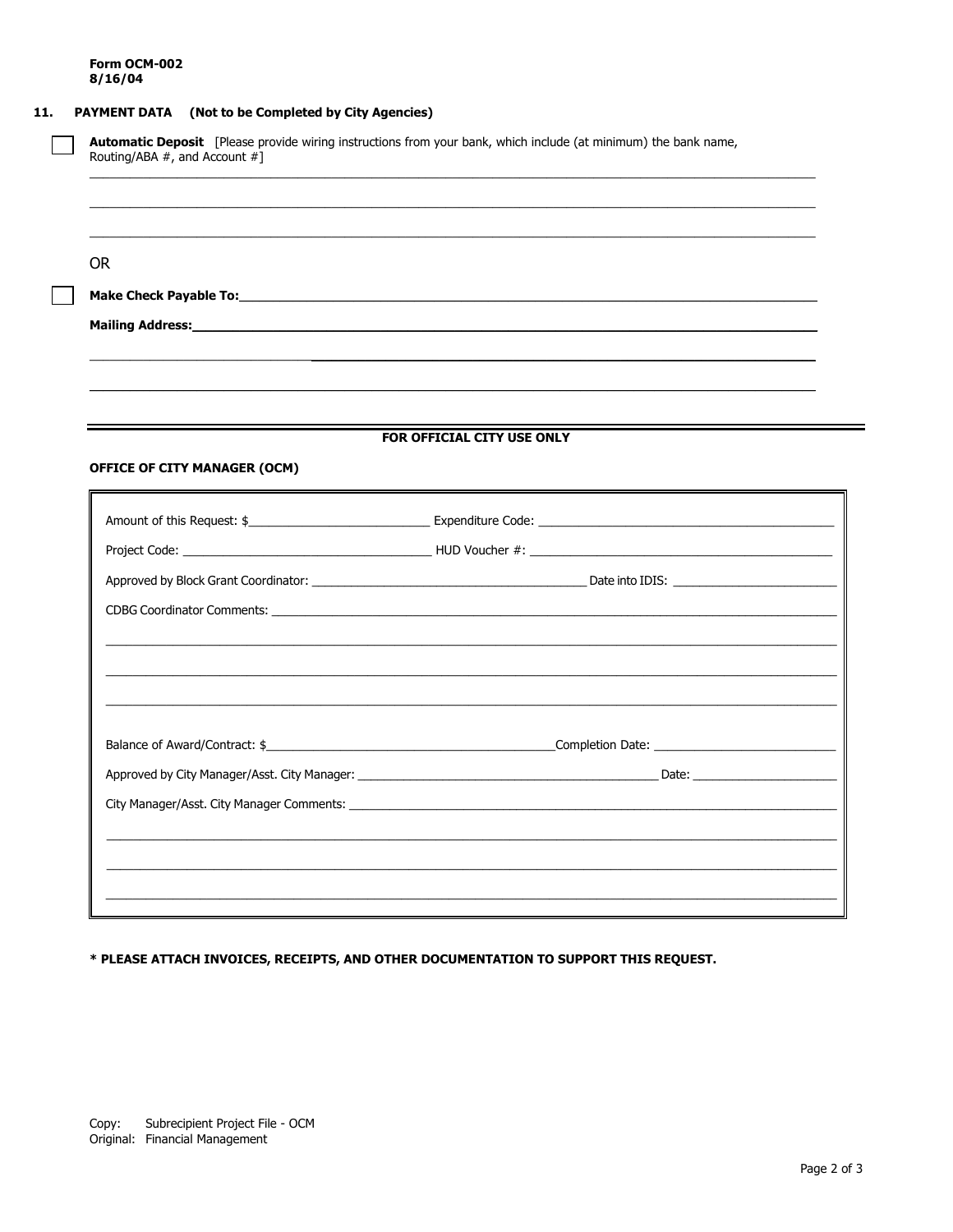**Form OCM-002**
**8/16/04**

## 11. PAYMENT DATA (Not to be Completed by City Agencies)

☐ **Automatic Deposit** [Please provide wiring instructions from your bank, which include (at minimum) the bank name, Routing/ABA #, and Account #]

______________________________________________________________________________

______________________________________________________________________________

______________________________________________________________________________

OR

☐ **Make Check Payable To:** ____________________________________________________________

**Mailing Address:** ____________________________________________________________

______________________________________________________________________________

______________________________________________________________________________

---

**FOR OFFICIAL CITY USE ONLY**

### OFFICE OF CITY MANAGER (OCM)

Amount of this Request: $__________________________ Expenditure Code: ____________________________________

Project Code: ____________________________________ HUD Voucher #: ____________________________________

Approved by Block Grant Coordinator: ________________________________________ Date into IDIS: ________________________

CDBG Coordinator Comments: ______________________________________________________________________________

______________________________________________________________________________

______________________________________________________________________________

______________________________________________________________________________

Balance of Award/Contract: $__________________________________________ Completion Date: ___________________________

Approved by City Manager/Asst. City Manager: ____________________________________________ Date: ______________________

City Manager/Asst. City Manager Comments: ______________________________________________________________________

______________________________________________________________________________

______________________________________________________________________________

______________________________________________________________________________

**\* PLEASE ATTACH INVOICES, RECEIPTS, AND OTHER DOCUMENTATION TO SUPPORT THIS REQUEST.**

Copy: Subrecipient Project File - OCM
Original: Financial Management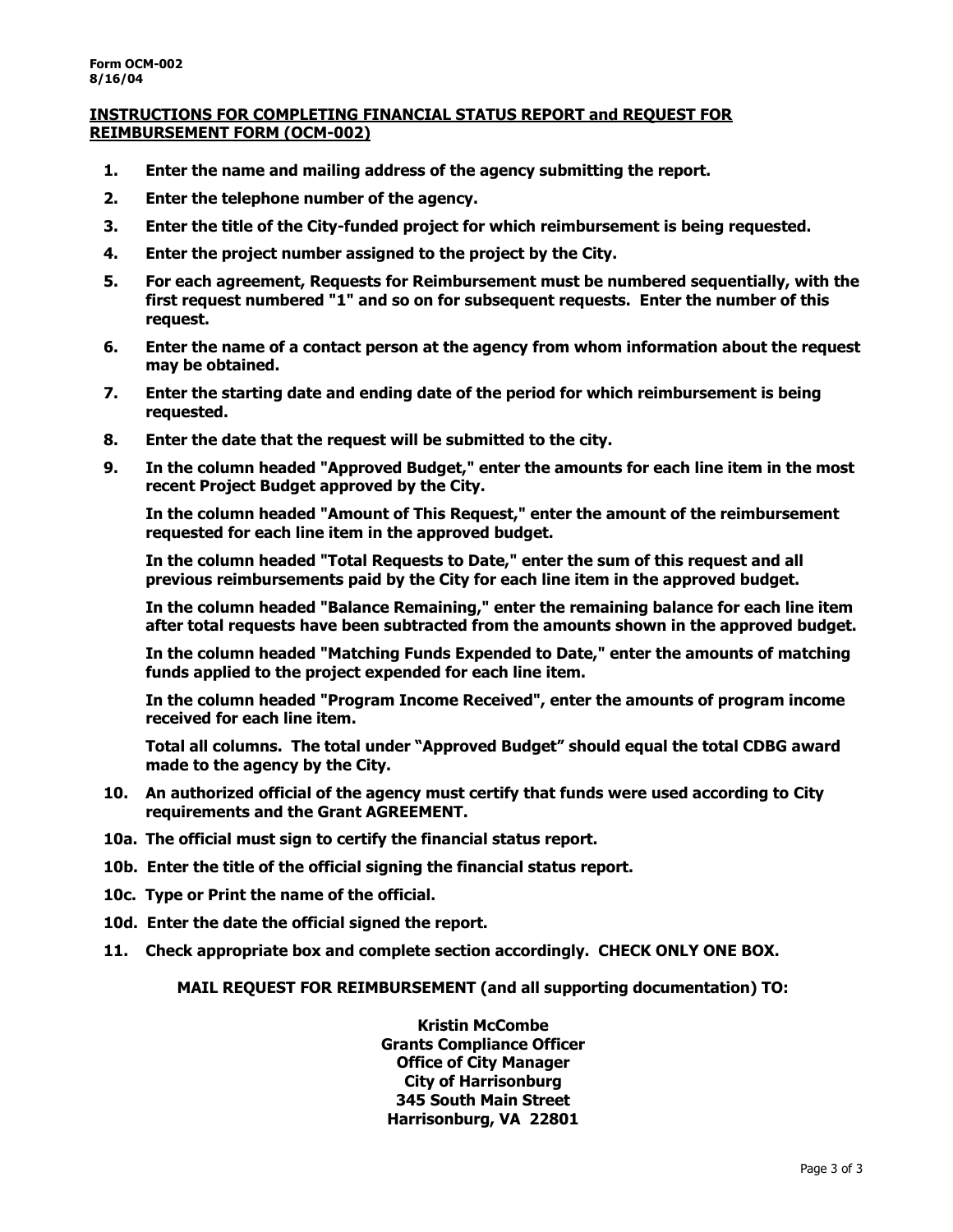**Form OCM-002**
**8/16/04**

## INSTRUCTIONS FOR COMPLETING FINANCIAL STATUS REPORT and REQUEST FOR REIMBURSEMENT FORM (OCM-002)

**1.** **Enter the name and mailing address of the agency submitting the report.**

**2.** **Enter the telephone number of the agency.**

**3.** **Enter the title of the City-funded project for which reimbursement is being requested.**

**4.** **Enter the project number assigned to the project by the City.**

**5.** **For each agreement, Requests for Reimbursement must be numbered sequentially, with the first request numbered "1" and so on for subsequent requests. Enter the number of this request.**

**6.** **Enter the name of a contact person at the agency from whom information about the request may be obtained.**

**7.** **Enter the starting date and ending date of the period for which reimbursement is being requested.**

**8.** **Enter the date that the request will be submitted to the city.**

**9.** **In the column headed "Approved Budget," enter the amounts for each line item in the most recent Project Budget approved by the City.**

**In the column headed "Amount of This Request," enter the amount of the reimbursement requested for each line item in the approved budget.**

**In the column headed "Total Requests to Date," enter the sum of this request and all previous reimbursements paid by the City for each line item in the approved budget.**

**In the column headed "Balance Remaining," enter the remaining balance for each line item after total requests have been subtracted from the amounts shown in the approved budget.**

**In the column headed "Matching Funds Expended to Date," enter the amounts of matching funds applied to the project expended for each line item.**

**In the column headed "Program Income Received", enter the amounts of program income received for each line item.**

**Total all columns. The total under "Approved Budget" should equal the total CDBG award made to the agency by the City.**

**10.** **An authorized official of the agency must certify that funds were used according to City requirements and the Grant AGREEMENT.**

**10a.** **The official must sign to certify the financial status report.**

**10b.** **Enter the title of the official signing the financial status report.**

**10c.** **Type or Print the name of the official.**

**10d.** **Enter the date the official signed the report.**

**11.** **Check appropriate box and complete section accordingly. CHECK ONLY ONE BOX.**

**MAIL REQUEST FOR REIMBURSEMENT (and all supporting documentation) TO:**

**Kristin McCombe**
**Grants Compliance Officer**
**Office of City Manager**
**City of Harrisonburg**
**345 South Main Street**
**Harrisonburg, VA 22801**